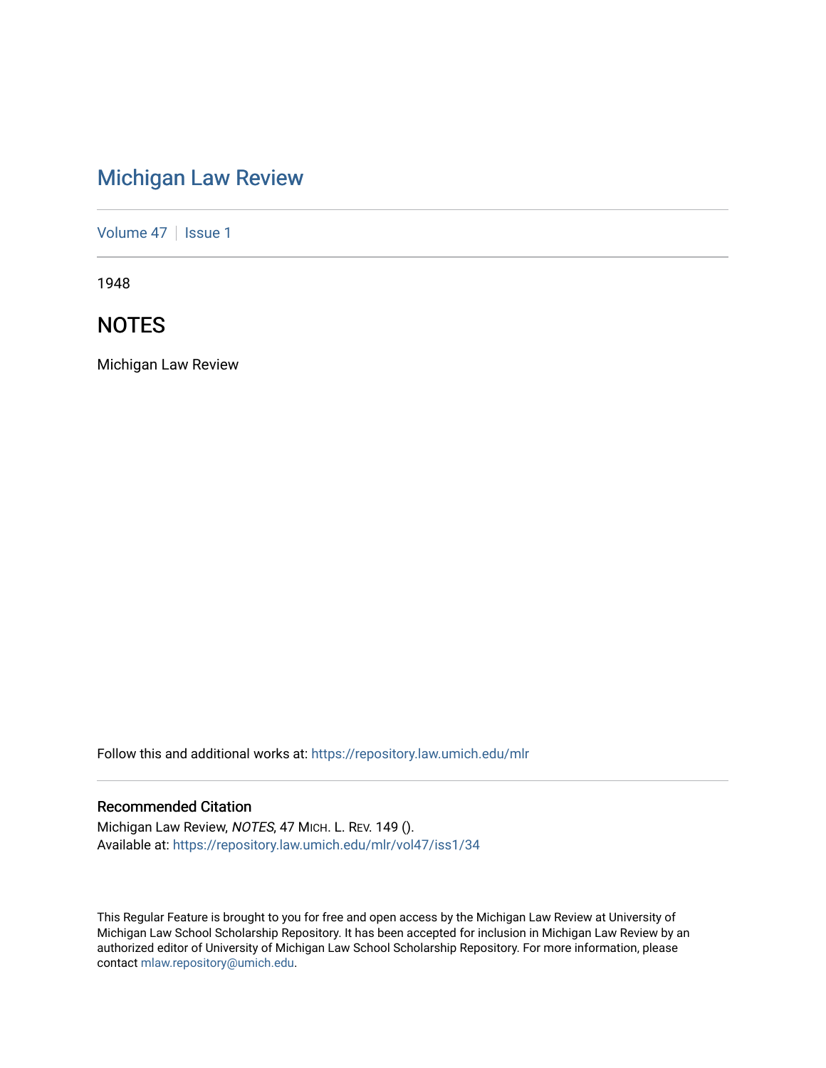# Michigan Law Review

Volume 47 | Issue 1

1948

## NOTES

Michigan Law Review

Follow this and additional works at: https://repository.law.umich.edu/mlr

### Recommended Citation

Michigan Law Review, *NOTES*, 47 MICH. L. REV. 149 ().
Available at: https://repository.law.umich.edu/mlr/vol47/iss1/34

This Regular Feature is brought to you for free and open access by the Michigan Law Review at University of Michigan Law School Scholarship Repository. It has been accepted for inclusion in Michigan Law Review by an authorized editor of University of Michigan Law School Scholarship Repository. For more information, please contact mlaw.repository@umich.edu.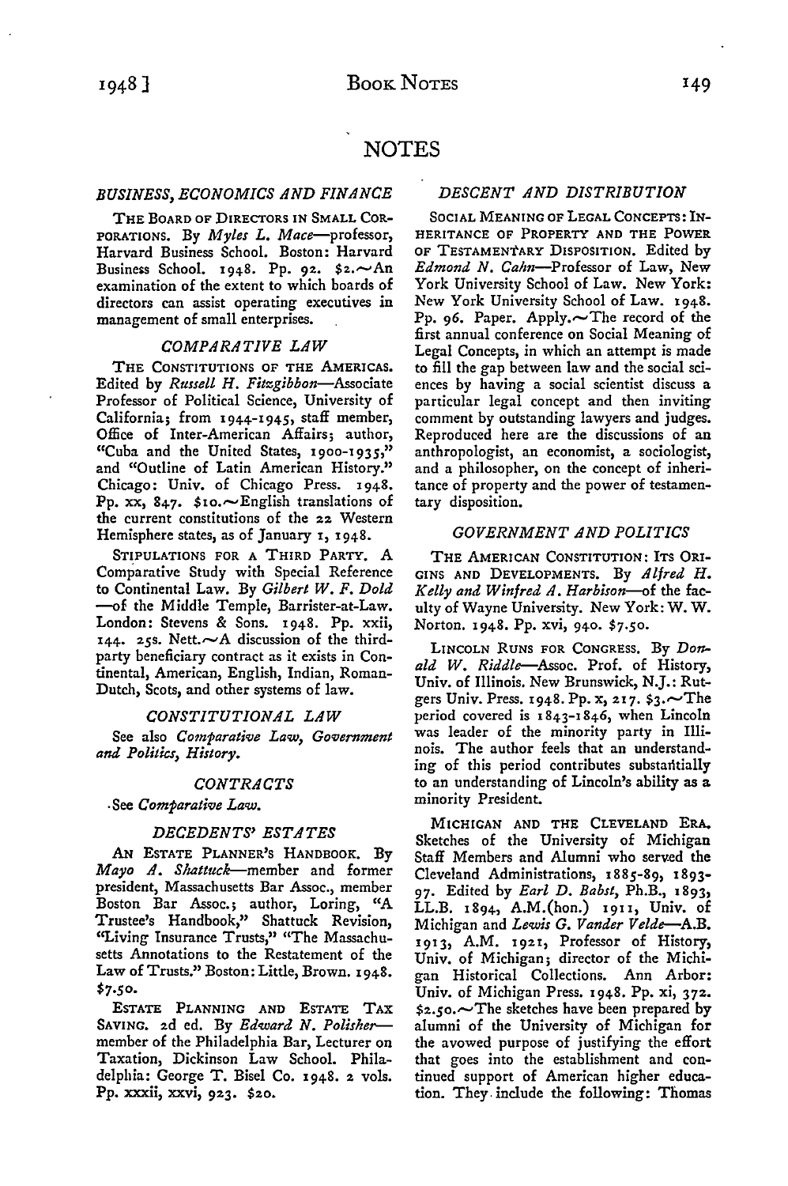# NOTES

### *BUSINESS, ECONOMICS AND FINANCE*

THE BOARD OF DIRECTORS IN SMALL CORPORATIONS. By *Myles L. Mace*—professor, Harvard Business School. Boston: Harvard Business School. 1948. Pp. 92. \$2.—An examination of the extent to which boards of directors can assist operating executives in management of small enterprises.

### *COMPARATIVE LAW*

THE CONSTITUTIONS OF THE AMERICAS. Edited by *Russell H. Fitzgibbon*—Associate Professor of Political Science, University of California; from 1944-1945, staff member, Office of Inter-American Affairs; author, "Cuba and the United States, 1900-1935," and "Outline of Latin American History." Chicago: Univ. of Chicago Press. 1948. Pp. xx, 847. \$10.—English translations of the current constitutions of the 22 Western Hemisphere states, as of January 1, 1948.

STIPULATIONS FOR A THIRD PARTY. A Comparative Study with Special Reference to Continental Law. By *Gilbert W. F. Dold*—of the Middle Temple, Barrister-at-Law. London: Stevens & Sons. 1948. Pp. xxii, 144. 25s. Nett.—A discussion of the third-party beneficiary contract as it exists in Continental, American, English, Indian, Roman-Dutch, Scots, and other systems of law.

### *CONSTITUTIONAL LAW*

See also *Comparative Law, Government and Politics, History.*

### *CONTRACTS*

See *Comparative Law.*

### *DECEDENTS' ESTATES*

AN ESTATE PLANNER'S HANDBOOK. By *Mayo A. Shattuck*—member and former president, Massachusetts Bar Assoc., member Boston Bar Assoc.; author, Loring, "A Trustee's Handbook," Shattuck Revision, "Living Insurance Trusts," "The Massachusetts Annotations to the Restatement of the Law of Trusts." Boston: Little, Brown. 1948. \$7.50.

ESTATE PLANNING AND ESTATE TAX SAVING. 2d ed. By *Edward N. Polisher*—member of the Philadelphia Bar, Lecturer on Taxation, Dickinson Law School. Philadelphia: George T. Bisel Co. 1948. 2 vols. Pp. xxxii, xxvi, 923. \$20.

### *DESCENT AND DISTRIBUTION*

SOCIAL MEANING OF LEGAL CONCEPTS: INHERITANCE OF PROPERTY AND THE POWER OF TESTAMENTARY DISPOSITION. Edited by *Edmond N. Cahn*—Professor of Law, New York University School of Law. New York: New York University School of Law. 1948. Pp. 96. Paper. Apply.—The record of the first annual conference on Social Meaning of Legal Concepts, in which an attempt is made to fill the gap between law and the social sciences by having a social scientist discuss a particular legal concept and then inviting comment by outstanding lawyers and judges. Reproduced here are the discussions of an anthropologist, an economist, a sociologist, and a philosopher, on the concept of inheritance of property and the power of testamentary disposition.

### *GOVERNMENT AND POLITICS*

THE AMERICAN CONSTITUTION: ITS ORIGINS AND DEVELOPMENTS. By *Alfred H. Kelly and Winfred A. Harbison*—of the faculty of Wayne University. New York: W. W. Norton. 1948. Pp. xvi, 940. \$7.50.

LINCOLN RUNS FOR CONGRESS. By *Donald W. Riddle*—Assoc. Prof. of History, Univ. of Illinois. New Brunswick, N.J.: Rutgers Univ. Press. 1948. Pp. x, 217. \$3.—The period covered is 1843-1846, when Lincoln was leader of the minority party in Illinois. The author feels that an understanding of this period contributes substantially to an understanding of Lincoln's ability as a minority President.

MICHIGAN AND THE CLEVELAND ERA. Sketches of the University of Michigan Staff Members and Alumni who served the Cleveland Administrations, 1885-89, 1893-97. Edited by *Earl D. Babst*, Ph.B., 1893, LL.B. 1894, A.M.(hon.) 1911, Univ. of Michigan and *Lewis G. Vander Velde*—A.B. 1913, A.M. 1921, Professor of History, Univ. of Michigan; director of the Michigan Historical Collections. Ann Arbor: Univ. of Michigan Press. 1948. Pp. xi, 372. \$2.50.—The sketches have been prepared by alumni of the University of Michigan for the avowed purpose of justifying the effort that goes into the establishment and continued support of American higher education. They include the following: Thomas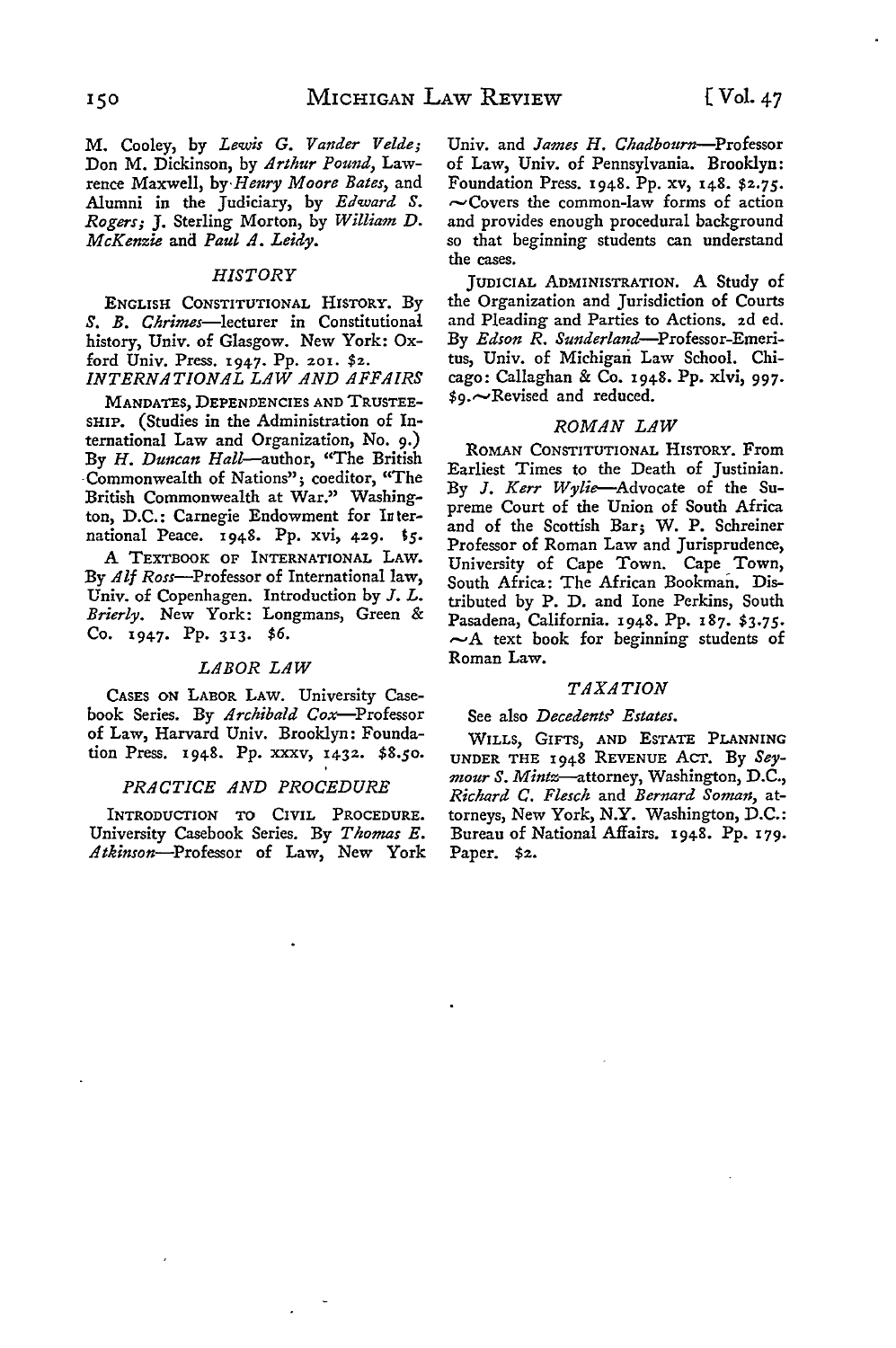M. Cooley, by *Lewis G. Vander Velde*; Don M. Dickinson, by *Arthur Pound*, Lawrence Maxwell, by *Henry Moore Bates*, and Alumni in the Judiciary, by *Edward S. Rogers*; J. Sterling Morton, by *William D. McKenzie* and *Paul A. Leidy*.

### *HISTORY*

ENGLISH CONSTITUTIONAL HISTORY. By *S. B. Chrimes*—lecturer in Constitutional history, Univ. of Glasgow. New York: Oxford Univ. Press. 1947. Pp. 201. $2.

### *INTERNATIONAL LAW AND AFFAIRS*

MANDATES, DEPENDENCIES AND TRUSTEESHIP. (Studies in the Administration of International Law and Organization, No. 9.) By *H. Duncan Hall*—author, "The British Commonwealth of Nations"; coeditor, "The British Commonwealth at War." Washington, D.C.: Carnegie Endowment for International Peace. 1948. Pp. xvi, 429. $5.

A TEXTBOOK OF INTERNATIONAL LAW. By *Alf Ross*—Professor of International law, Univ. of Copenhagen. Introduction by *J. L. Brierly*. New York: Longmans, Green & Co. 1947. Pp. 313. $6.

### *LABOR LAW*

CASES ON LABOR LAW. University Casebook Series. By *Archibald Cox*—Professor of Law, Harvard Univ. Brooklyn: Foundation Press. 1948. Pp. xxxv, 1432. $8.50.

### *PRACTICE AND PROCEDURE*

INTRODUCTION TO CIVIL PROCEDURE. University Casebook Series. By *Thomas E. Atkinson*—Professor of Law, New York Univ. and *James H. Chadbourn*—Professor of Law, Univ. of Pennsylvania. Brooklyn: Foundation Press. 1948. Pp. xv, 148. $2.75. ~Covers the common-law forms of action and provides enough procedural background so that beginning students can understand the cases.

JUDICIAL ADMINISTRATION. A Study of the Organization and Jurisdiction of Courts and Pleading and Parties to Actions. 2d ed. By *Edson R. Sunderland*—Professor-Emeritus, Univ. of Michigan Law School. Chicago: Callaghan & Co. 1948. Pp. xlvi, 997. $9.~Revised and reduced.

### *ROMAN LAW*

ROMAN CONSTITUTIONAL HISTORY. From Earliest Times to the Death of Justinian. By *J. Kerr Wylie*—Advocate of the Supreme Court of the Union of South Africa and of the Scottish Bar; W. P. Schreiner Professor of Roman Law and Jurisprudence, University of Cape Town. Cape Town, South Africa: The African Bookman. Distributed by P. D. and Ione Perkins, South Pasadena, California. 1948. Pp. 187. $3.75. ~A text book for beginning students of Roman Law.

### *TAXATION*

See also *Decedents' Estates*.

WILLS, GIFTS, AND ESTATE PLANNING UNDER THE 1948 REVENUE ACT. By *Seymour S. Mintz*—attorney, Washington, D.C., *Richard C. Flesch* and *Bernard Soman*, attorneys, New York, N.Y. Washington, D.C.: Bureau of National Affairs. 1948. Pp. 179. Paper. $2.